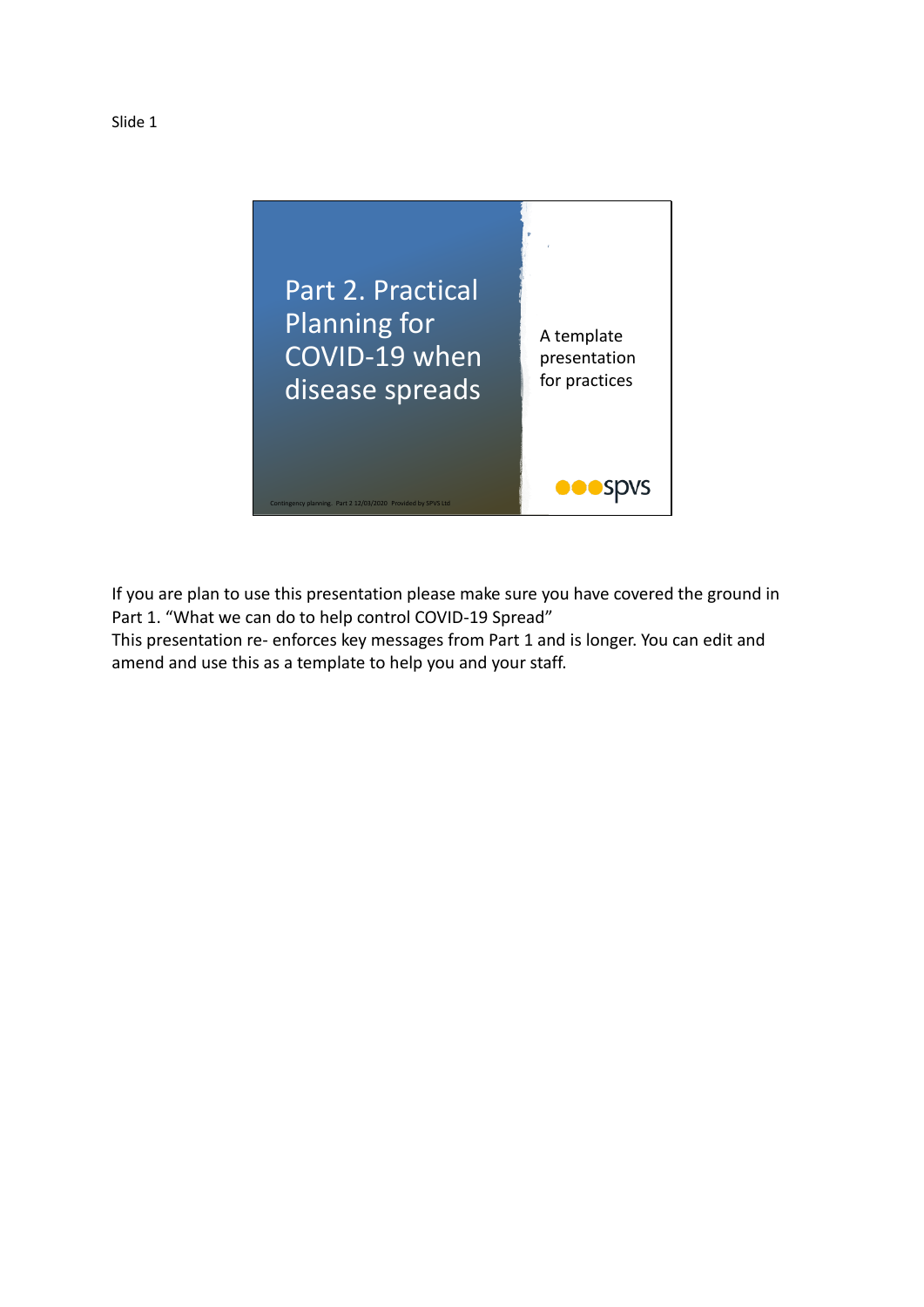Slide 1

# Part 2. Practical Planning for COVID-19 when disease spreads

A template presentation for practices

spvs

Contingency planning. Part 2 12/03/2020 Provided by SPVS Ltd

If you are plan to use this presentation please make sure you have covered the ground in Part 1. "What we can do to help control COVID-19 Spread"
This presentation re- enforces key messages from Part 1 and is longer. You can edit and amend and use this as a template to help you and your staff.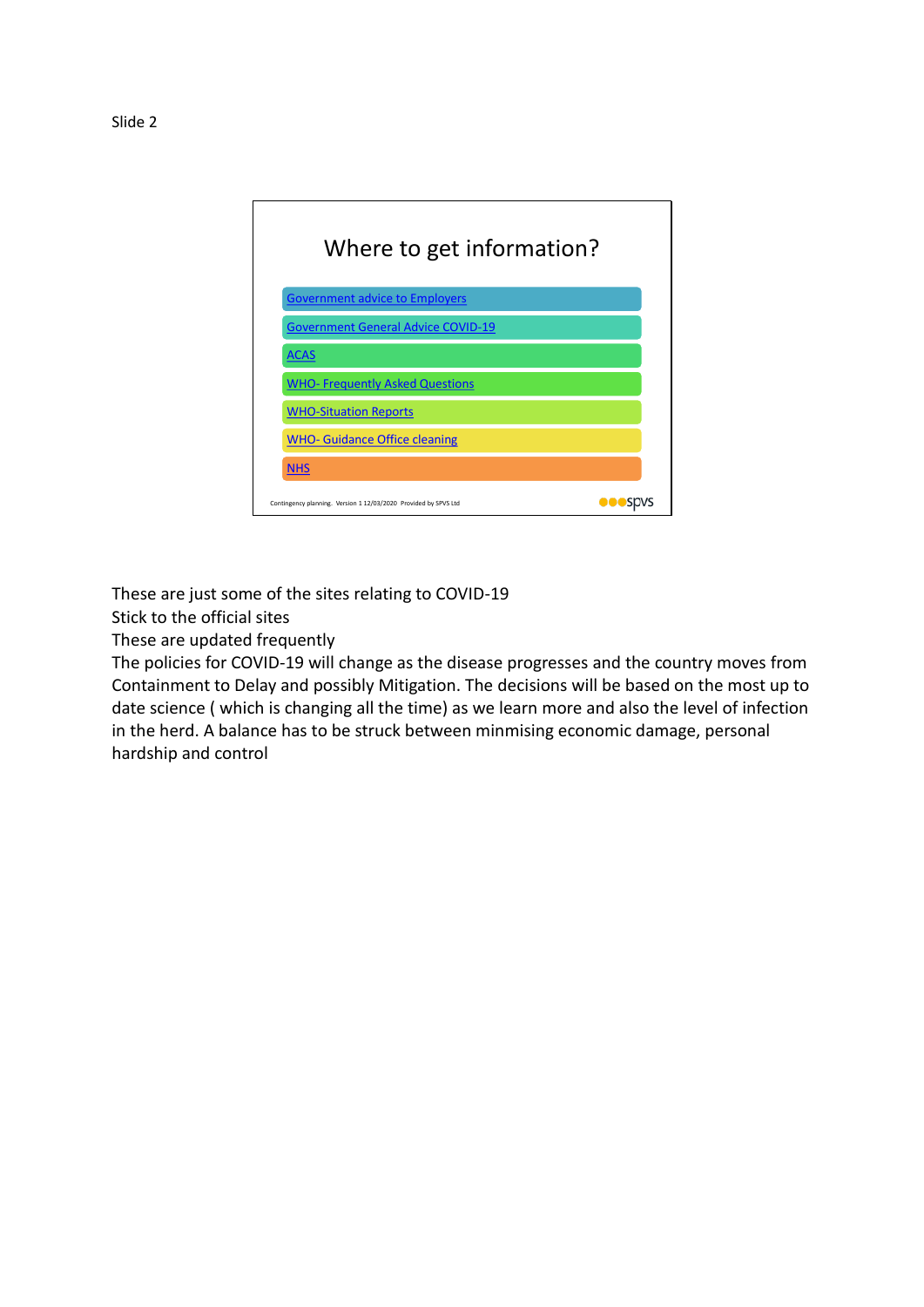Slide 2

## Where to get information?

- Government advice to Employers
- Government General Advice COVID-19
- ACAS
- WHO- Frequently Asked Questions
- WHO-Situation Reports
- WHO- Guidance Office cleaning
- NHS

Contingency planning. Version 1 12/03/2020 Provided by SPVS Ltd

These are just some of the sites relating to COVID-19
Stick to the official sites
These are updated frequently
The policies for COVID-19 will change as the disease progresses and the country moves from Containment to Delay and possibly Mitigation. The decisions will be based on the most up to date science ( which is changing all the time) as we learn more and also the level of infection in the herd. A balance has to be struck between minmising economic damage, personal hardship and control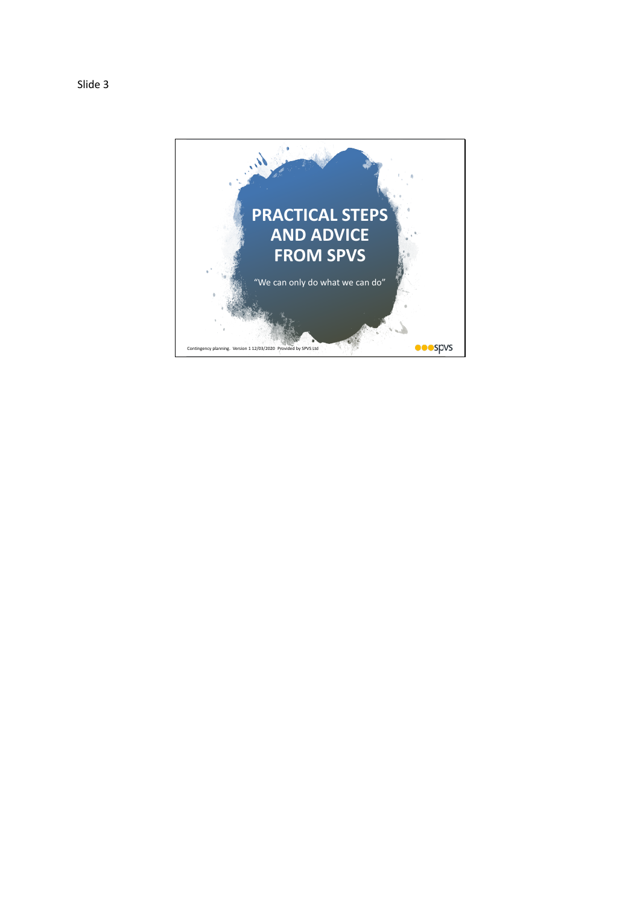Slide 3

# PRACTICAL STEPS AND ADVICE FROM SPVS

"We can only do what we can do"

Contingency planning. Version 1 12/03/2020 Provided by SPVS Ltd

spvs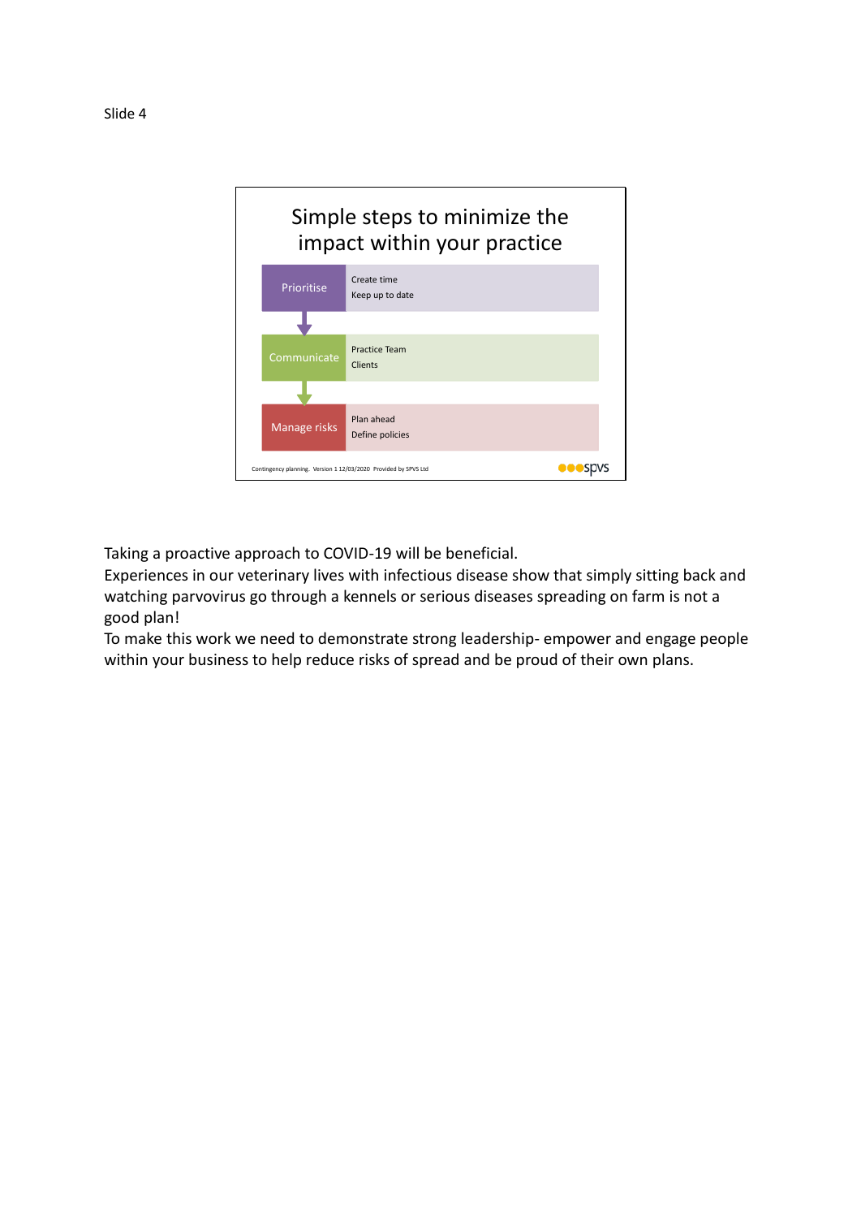Slide 4

## Simple steps to minimize the impact within your practice

| | |
|---|---|
| Prioritise | Create time<br>Keep up to date |
| Communicate | Practice Team<br>Clients |
| Manage risks | Plan ahead<br>Define policies |

Contingency planning. Version 1 12/03/2020 Provided by SPVS Ltd

spvs

Taking a proactive approach to COVID-19 will be beneficial.
Experiences in our veterinary lives with infectious disease show that simply sitting back and watching parvovirus go through a kennels or serious diseases spreading on farm is not a good plan!
To make this work we need to demonstrate strong leadership- empower and engage people within your business to help reduce risks of spread and be proud of their own plans.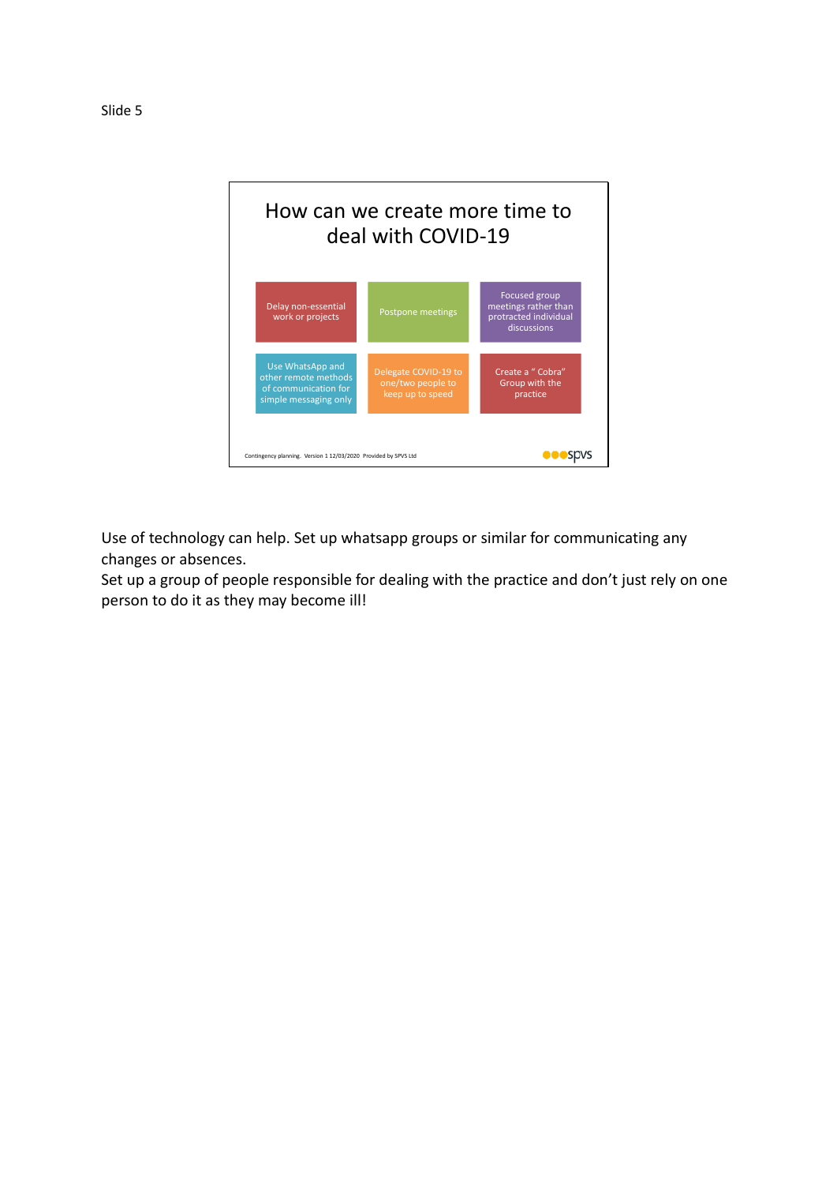Slide 5

## How can we create more time to deal with COVID-19

- Delay non-essential work or projects
- Postpone meetings
- Focused group meetings rather than protracted individual discussions
- Use WhatsApp and other remote methods of communication for simple messaging only
- Delegate COVID-19 to one/two people to keep up to speed
- Create a " Cobra" Group with the practice

Contingency planning. Version 1 12/03/2020 Provided by SPVS Ltd

spvs

Use of technology can help. Set up whatsapp groups or similar for communicating any changes or absences.
Set up a group of people responsible for dealing with the practice and don't just rely on one person to do it as they may become ill!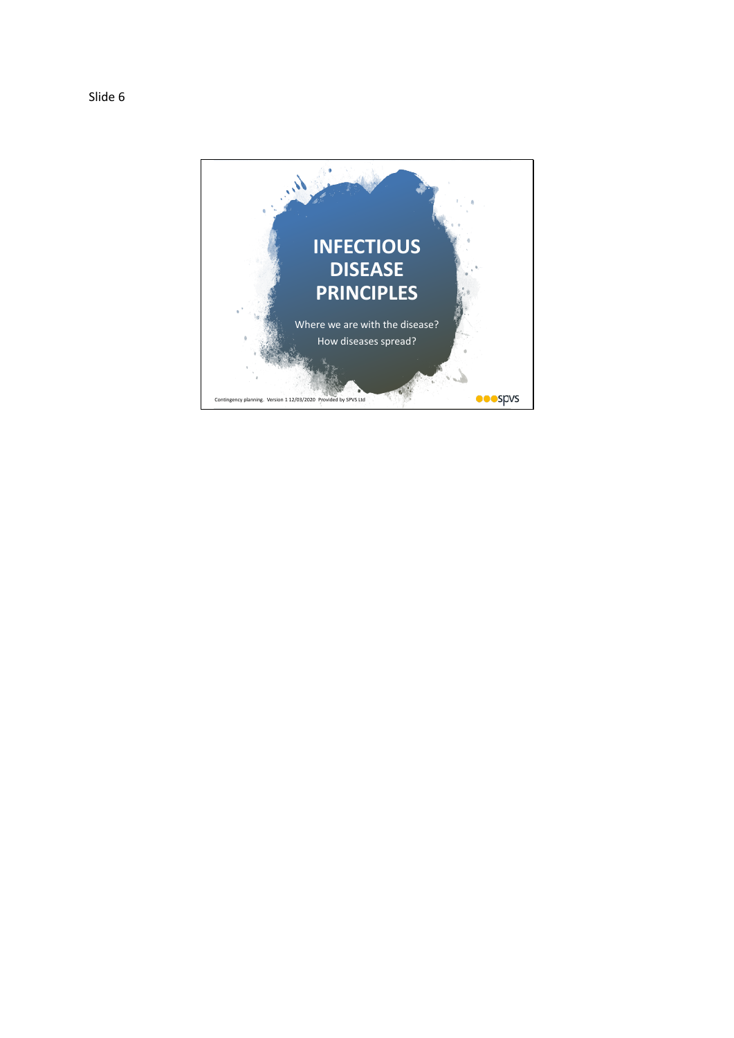Slide 6

# INFECTIOUS DISEASE PRINCIPLES

Where we are with the disease?

How diseases spread?

Contingency planning. Version 1 12/03/2020 Provided by SPVS Ltd

spvs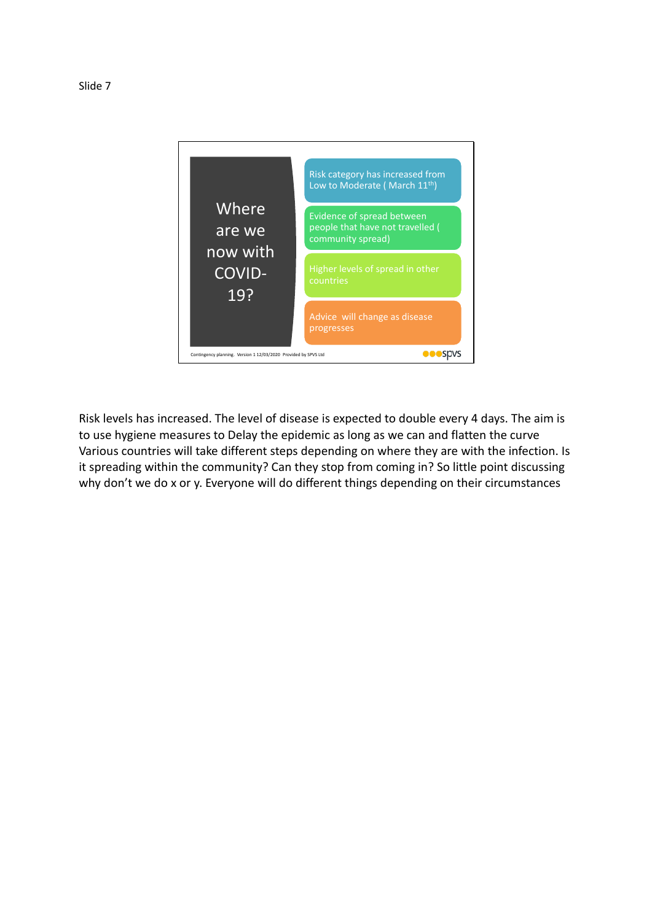Slide 7

## Where are we now with COVID-19?

- Risk category has increased from Low to Moderate ( March 11th)
- Evidence of spread between people that have not travelled ( community spread)
- Higher levels of spread in other countries
- Advice will change as disease progresses

Contingency planning. Version 1 12/03/2020 Provided by SPVS Ltd

Risk levels has increased. The level of disease is expected to double every 4 days. The aim is to use hygiene measures to Delay the epidemic as long as we can and flatten the curve Various countries will take different steps depending on where they are with the infection. Is it spreading within the community? Can they stop from coming in? So little point discussing why don't we do x or y. Everyone will do different things depending on their circumstances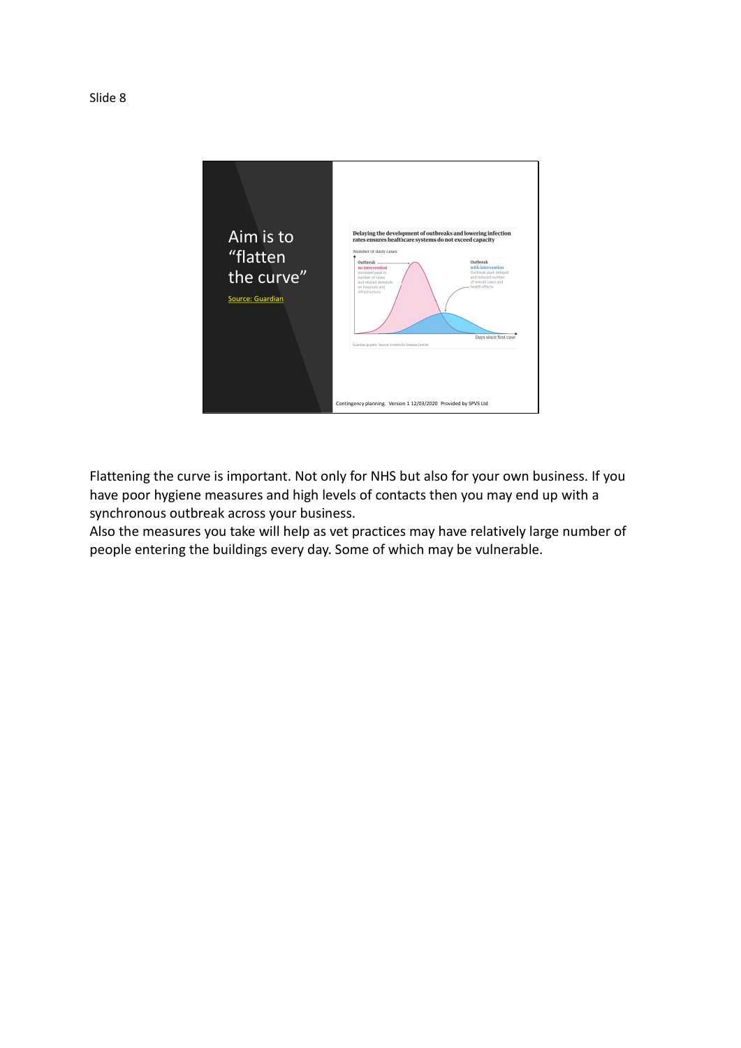Slide 8

Aim is to "flatten the curve"

Source: Guardian

Delaying the development of outbreaks and lowering infection rates ensures healthcare systems do not exceed capacity

Number of daily cases

Outbreak no intervention — Increased peak in number of cases and related demands on hospitals and infrastructure

Outbreak with intervention — Outbreak peak delayed and reduced number of overall cases and health effects

Days since first case

Guardian graphic. Source: Centers for Disease Control

Contingency planning. Version 1 12/03/2020 Provided by SPVS Ltd

Flattening the curve is important. Not only for NHS but also for your own business. If you have poor hygiene measures and high levels of contacts then you may end up with a synchronous outbreak across your business.

Also the measures you take will help as vet practices may have relatively large number of people entering the buildings every day. Some of which may be vulnerable.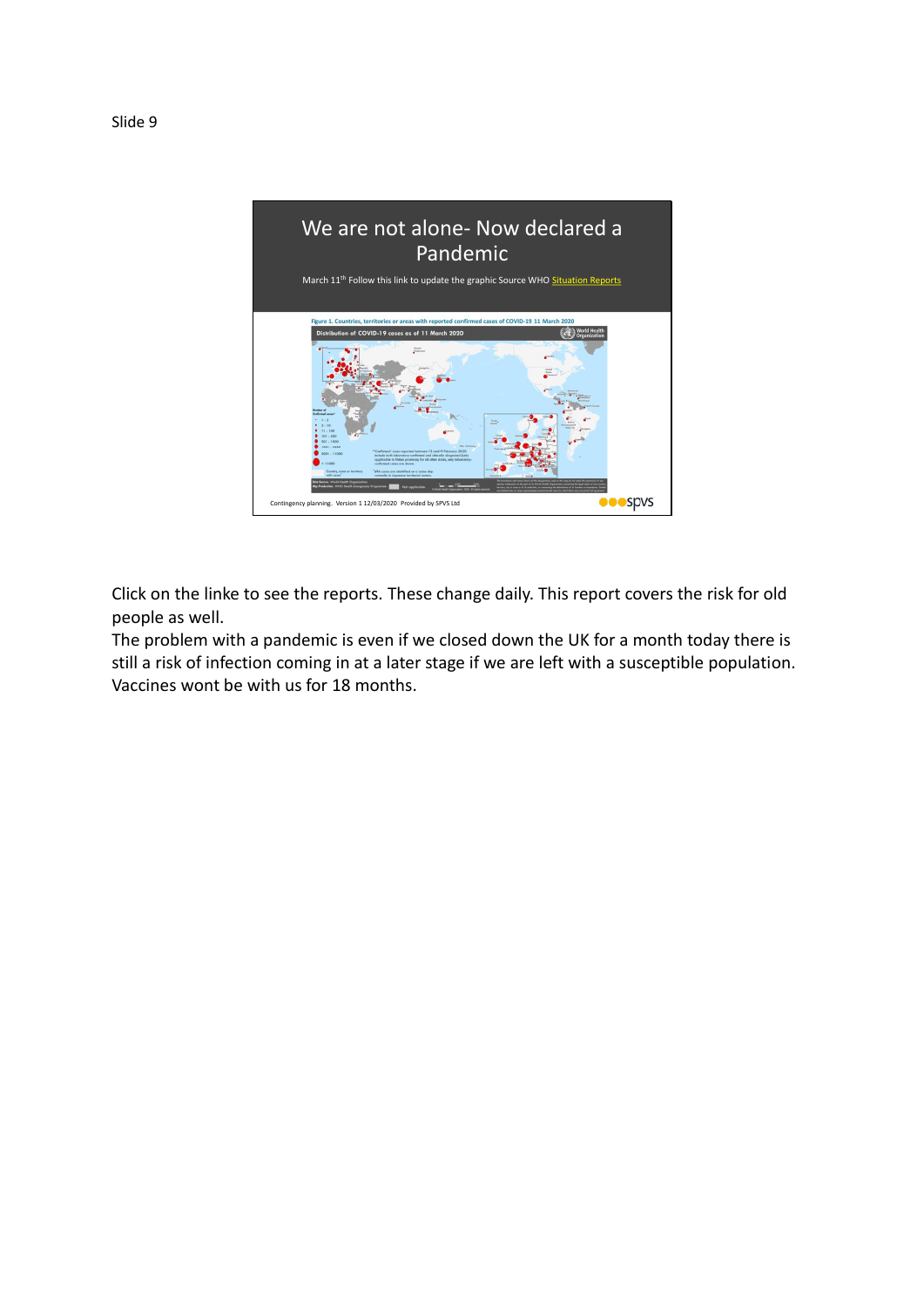Slide 9

# We are not alone- Now declared a Pandemic

March 11th Follow this link to update the graphic Source WHO Situation Reports

Figure 1. Countries, territories or areas with reported confirmed cases of COVID-19 11 March 2020

Distribution of COVID-19 cases as of 11 March 2020

Contingency planning. Version 1 12/03/2020 Provided by SPVS Ltd

Click on the linke to see the reports. These change daily. This report covers the risk for old people as well.

The problem with a pandemic is even if we closed down the UK for a month today there is still a risk of infection coming in at a later stage if we are left with a susceptible population. Vaccines wont be with us for 18 months.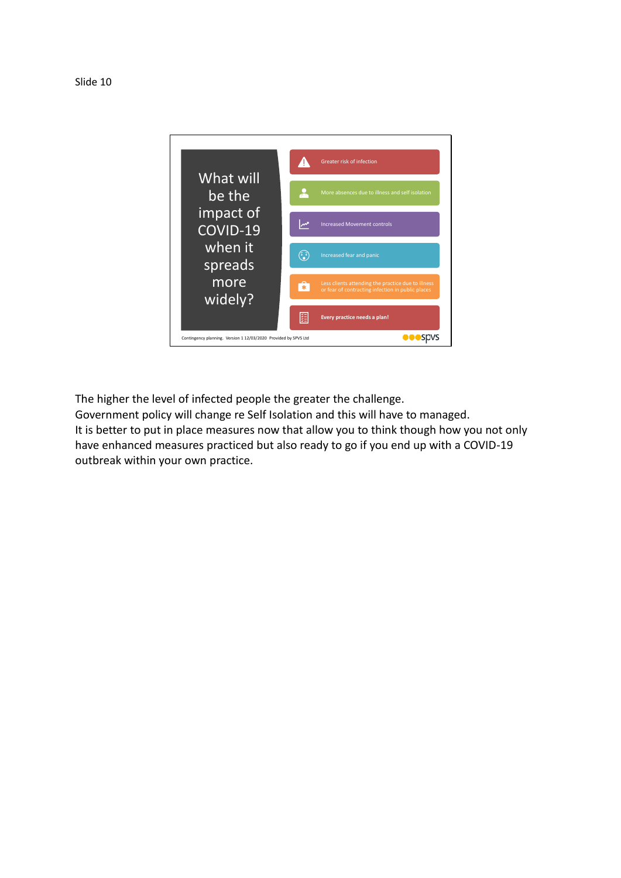Slide 10

## What will be the impact of COVID-19 when it spreads more widely?

- Greater risk of infection
- More absences due to illness and self isolation
- Increased Movement controls
- Increased fear and panic
- Less clients attending the practice due to illness or fear of contracting infection in public places
- **Every practice needs a plan!**

Contingency planning. Version 1 12/03/2020 Provided by SPVS Ltd

spvs

The higher the level of infected people the greater the challenge.
Government policy will change re Self Isolation and this will have to managed.
It is better to put in place measures now that allow you to think though how you not only have enhanced measures practiced but also ready to go if you end up with a COVID-19 outbreak within your own practice.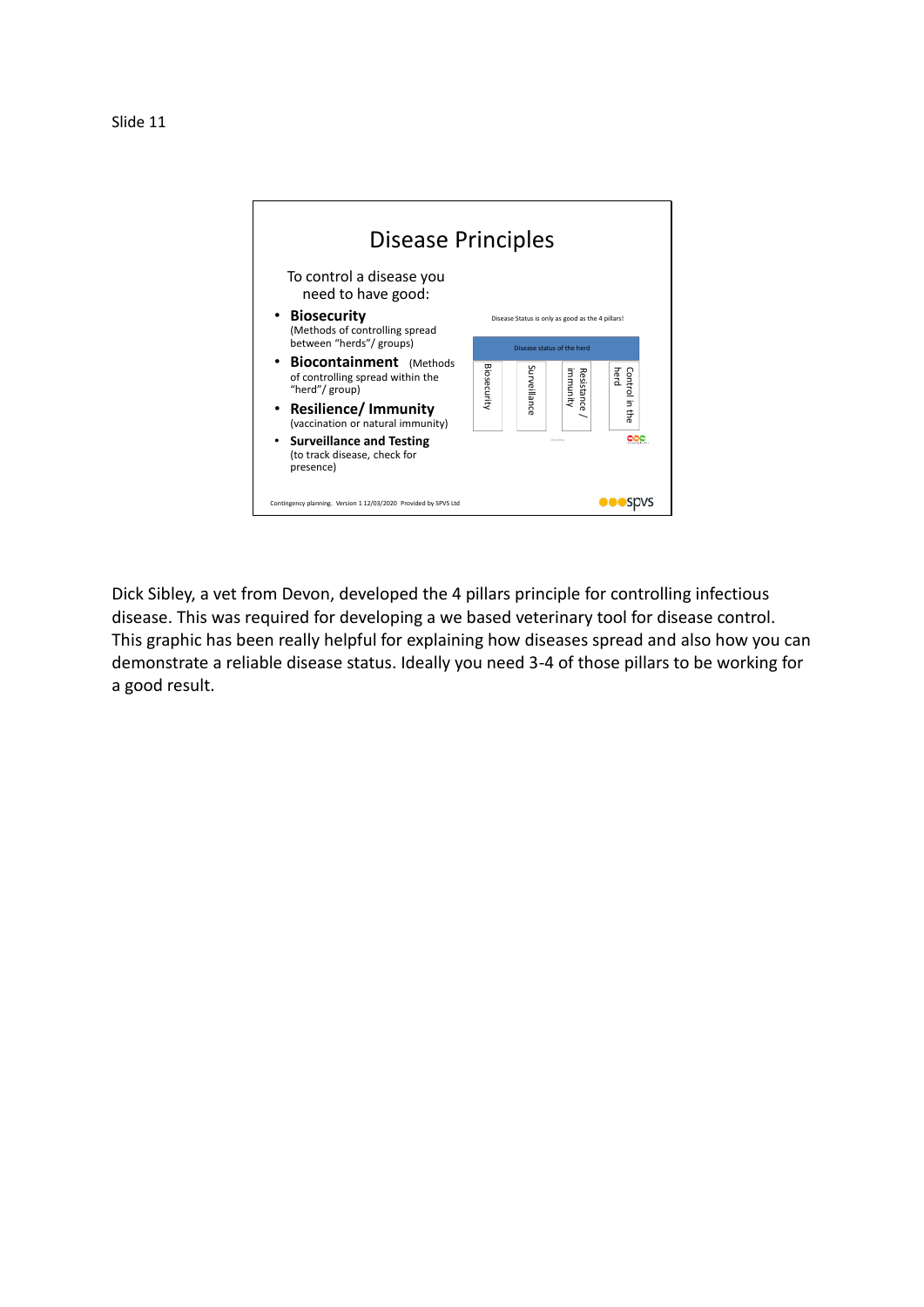Slide 11

# Disease Principles

To control a disease you need to have good:

- **Biosecurity** (Methods of controlling spread between "herds"/ groups)
- **Biocontainment** (Methods of controlling spread within the "herd"/ group)
- **Resilience/ Immunity** (vaccination or natural immunity)
- **Surveillance and Testing** (to track disease, check for presence)

Disease Status is only as good as the 4 pillars!

Disease status of the herd

Biosecurity | Surveillance | Resistance / immunity | Control in the herd

Contingency planning. Version 1 12/03/2020 Provided by SPVS Ltd

Dick Sibley, a vet from Devon, developed the 4 pillars principle for controlling infectious disease. This was required for developing a we based veterinary tool for disease control. This graphic has been really helpful for explaining how diseases spread and also how you can demonstrate a reliable disease status. Ideally you need 3-4 of those pillars to be working for a good result.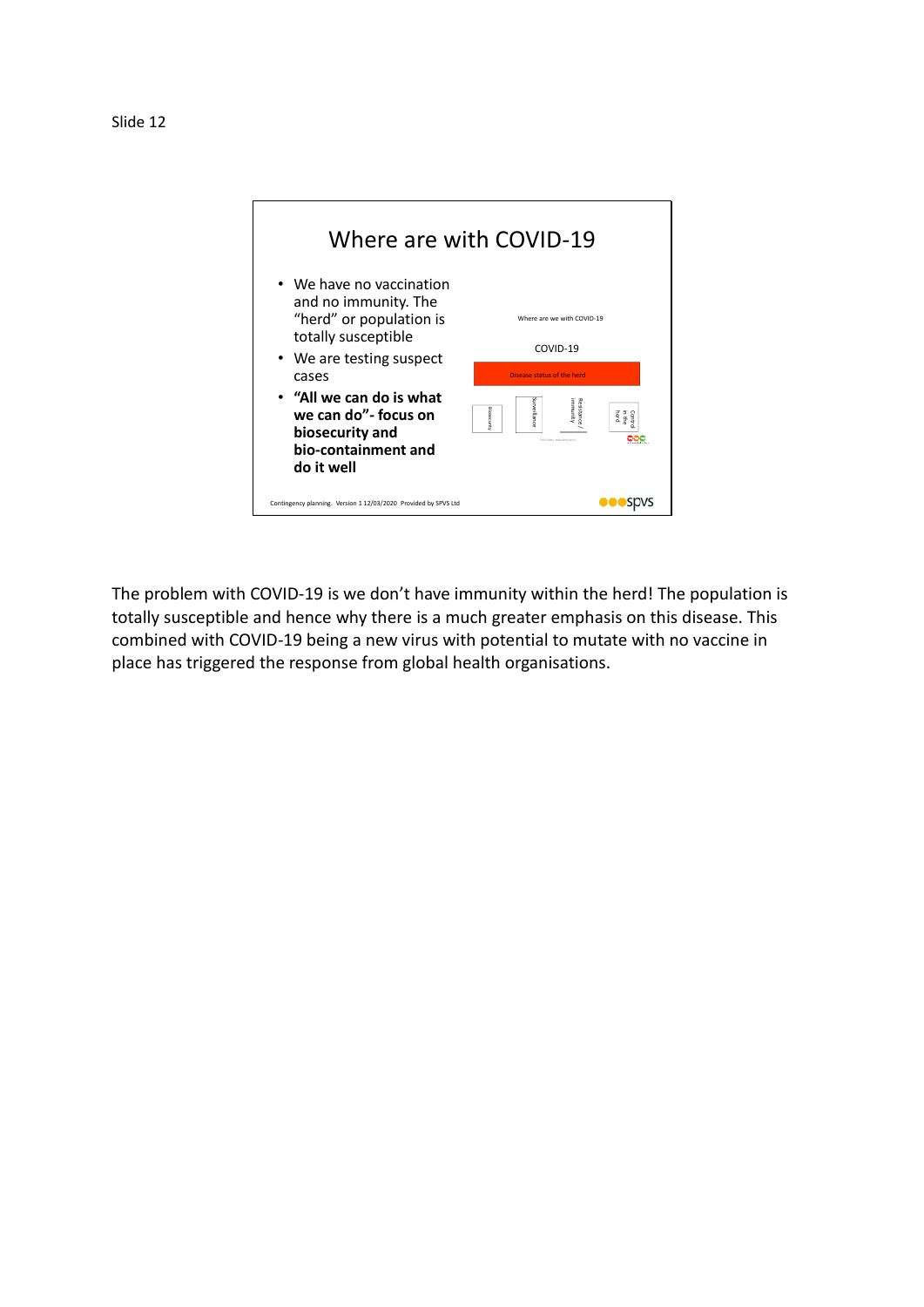Slide 12

## Where are with COVID-19

- We have no vaccination and no immunity. The "herd" or population is totally susceptible
- We are testing suspect cases
- **"All we can do is what we can do"- focus on biosecurity and bio-containment and do it well**

Where are we with COVID-19

COVID-19

Disease status of the herd

Biosecurity | Surveillance | Resistance / immunity | Control in the herd

Contingency planning. Version 1 12/03/2020 Provided by SPVS Ltd

The problem with COVID-19 is we don't have immunity within the herd! The population is totally susceptible and hence why there is a much greater emphasis on this disease. This combined with COVID-19 being a new virus with potential to mutate with no vaccine in place has triggered the response from global health organisations.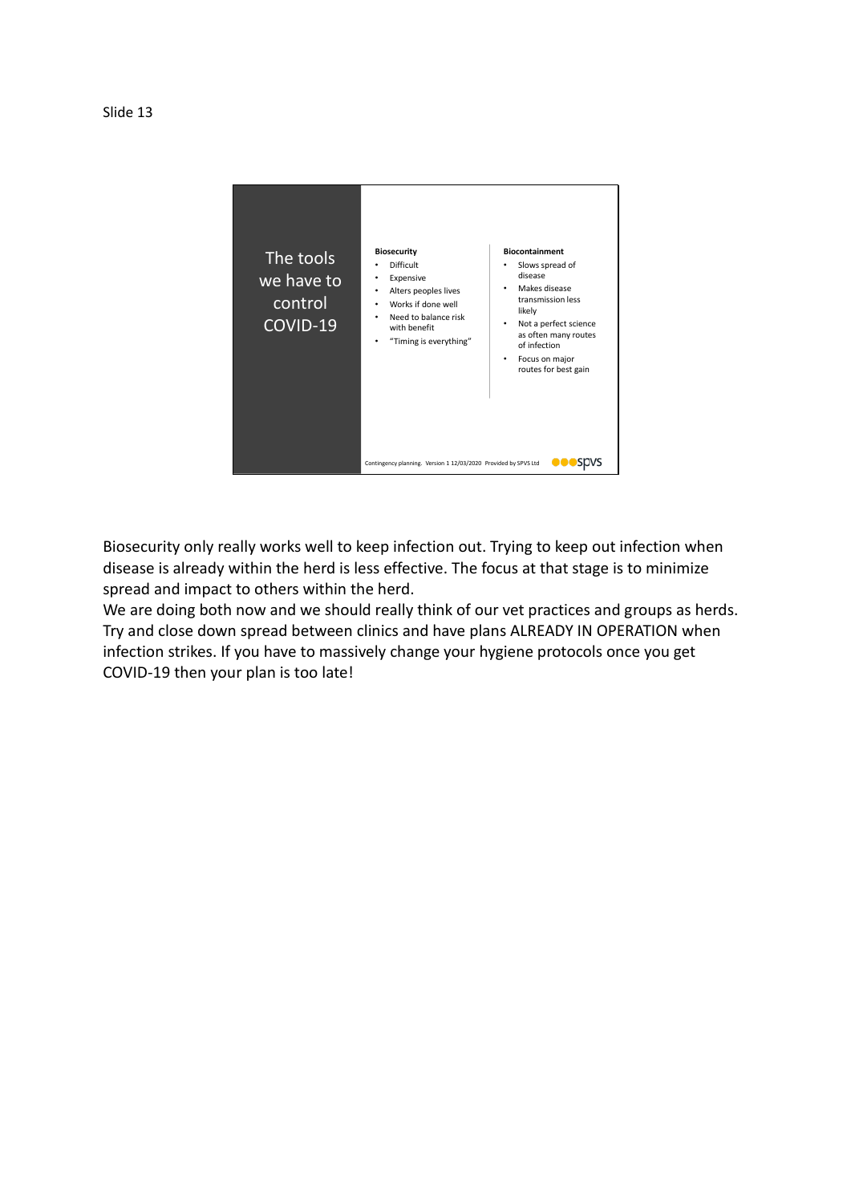Slide 13

## The tools we have to control COVID-19

**Biosecurity**

- Difficult
- Expensive
- Alters peoples lives
- Works if done well
- Need to balance risk with benefit
- "Timing is everything"

**Biocontainment**

- Slows spread of disease
- Makes disease transmission less likely
- Not a perfect science as often many routes of infection
- Focus on major routes for best gain

Contingency planning. Version 1 12/03/2020 Provided by SPVS Ltd

Biosecurity only really works well to keep infection out. Trying to keep out infection when disease is already within the herd is less effective. The focus at that stage is to minimize spread and impact to others within the herd.
We are doing both now and we should really think of our vet practices and groups as herds. Try and close down spread between clinics and have plans ALREADY IN OPERATION when infection strikes. If you have to massively change your hygiene protocols once you get COVID-19 then your plan is too late!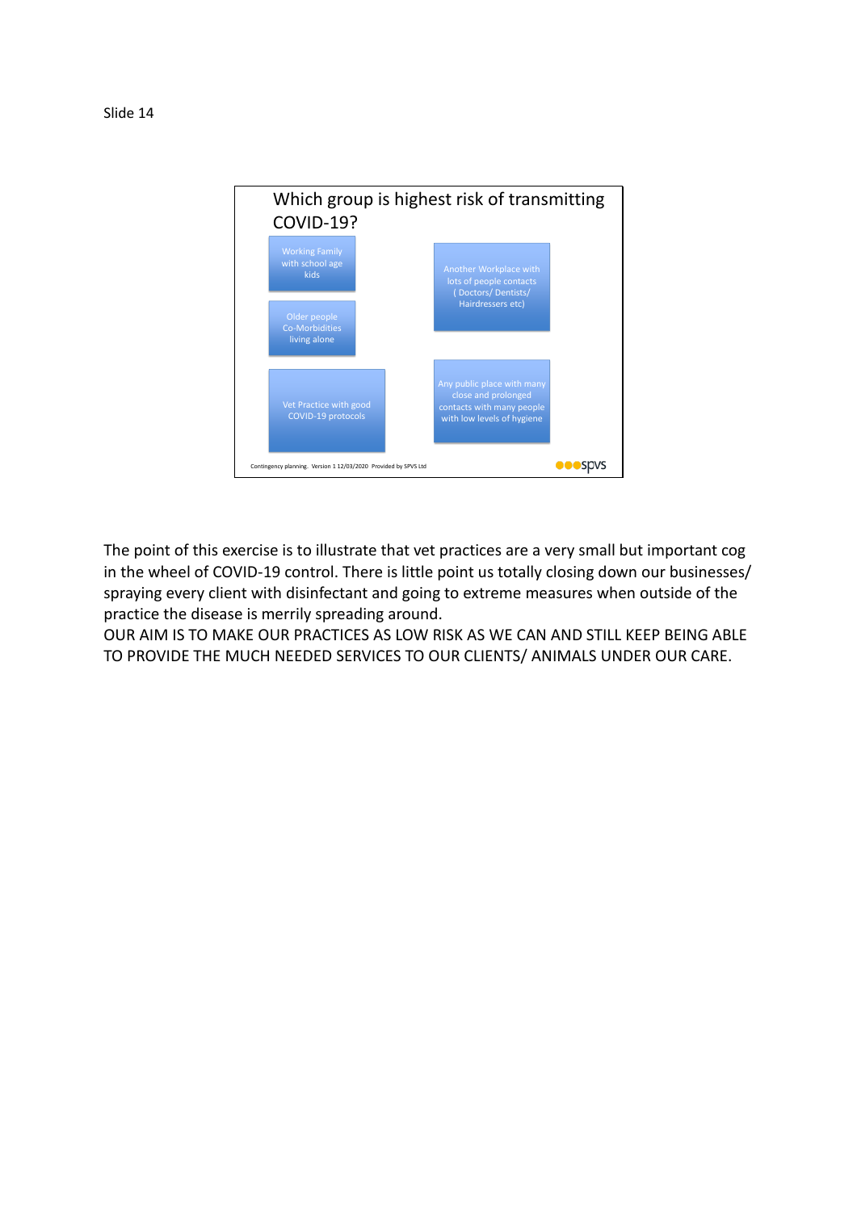Slide 14

## Which group is highest risk of transmitting COVID-19?

- Working Family with school age kids
- Another Workplace with lots of people contacts ( Doctors/ Dentists/ Hairdressers etc)
- Older people Co-Morbidities living alone
- Vet Practice with good COVID-19 protocols
- Any public place with many close and prolonged contacts with many people with low levels of hygiene

Contingency planning. Version 1 12/03/2020 Provided by SPVS Ltd

spvs

The point of this exercise is to illustrate that vet practices are a very small but important cog in the wheel of COVID-19 control. There is little point us totally closing down our businesses/ spraying every client with disinfectant and going to extreme measures when outside of the practice the disease is merrily spreading around.

OUR AIM IS TO MAKE OUR PRACTICES AS LOW RISK AS WE CAN AND STILL KEEP BEING ABLE TO PROVIDE THE MUCH NEEDED SERVICES TO OUR CLIENTS/ ANIMALS UNDER OUR CARE.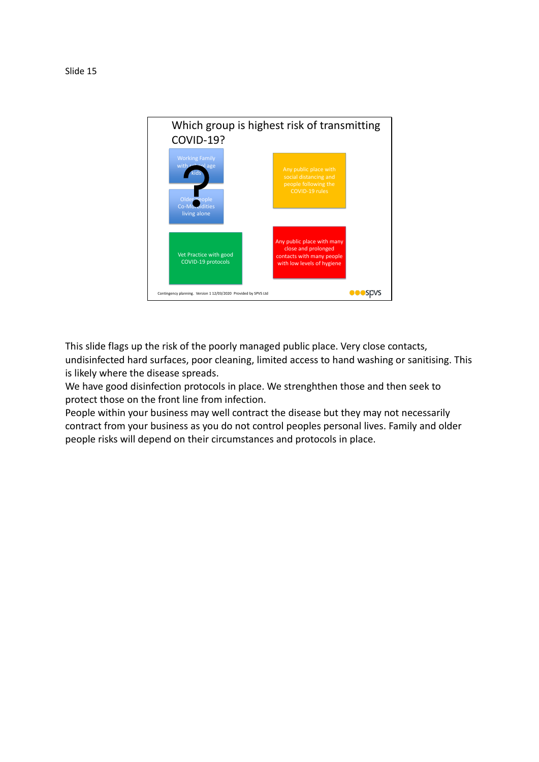Slide 15

Which group is highest risk of transmitting COVID-19?

Working Family with school age kids

Older people Co-Morbidities living alone

Any public place with social distancing and people following the COVID-19 rules

Vet Practice with good COVID-19 protocols

Any public place with many close and prolonged contacts with many people with low levels of hygiene

Contingency planning. Version 1 12/03/2020 Provided by SPVS Ltd

This slide flags up the risk of the poorly managed public place. Very close contacts, undisinfected hard surfaces, poor cleaning, limited access to hand washing or sanitising. This is likely where the disease spreads.
We have good disinfection protocols in place. We strenghthen those and then seek to protect those on the front line from infection.
People within your business may well contract the disease but they may not necessarily contract from your business as you do not control peoples personal lives. Family and older people risks will depend on their circumstances and protocols in place.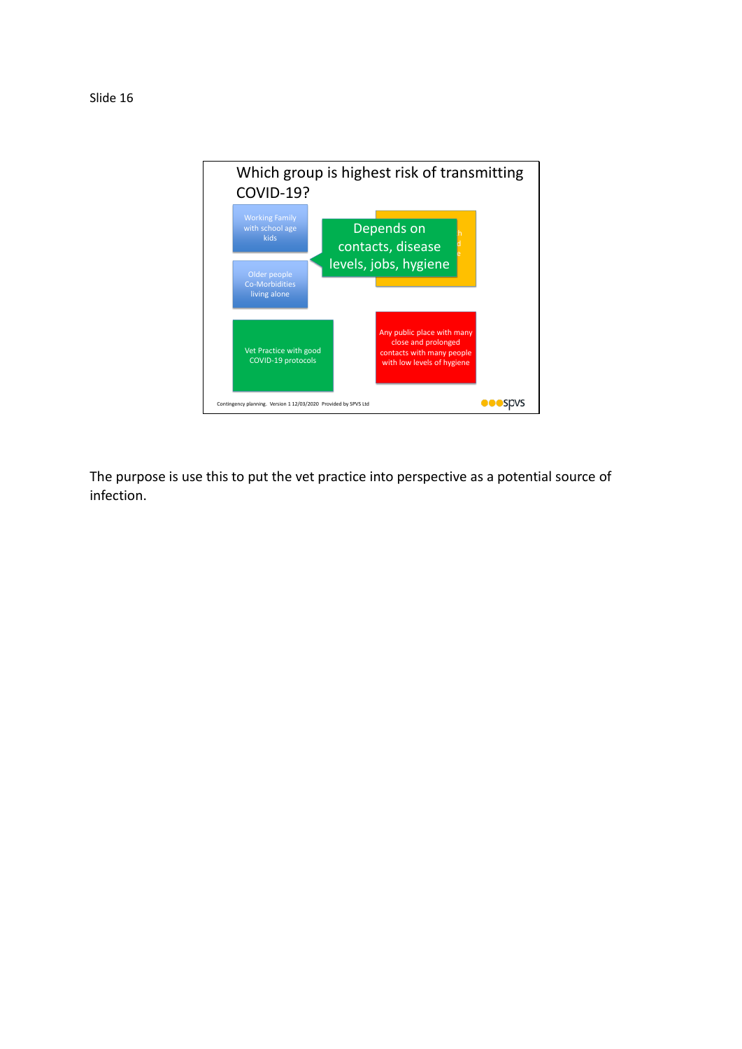Slide 16

Which group is highest risk of transmitting COVID-19?

Working Family with school age kids

Older people Co-Morbidities living alone

Depends on contacts, disease levels, jobs, hygiene

Vet Practice with good COVID-19 protocols

Any public place with many close and prolonged contacts with many people with low levels of hygiene

Contingency planning. Version 1 12/03/2020 Provided by SPVS Ltd

The purpose is use this to put the vet practice into perspective as a potential source of infection.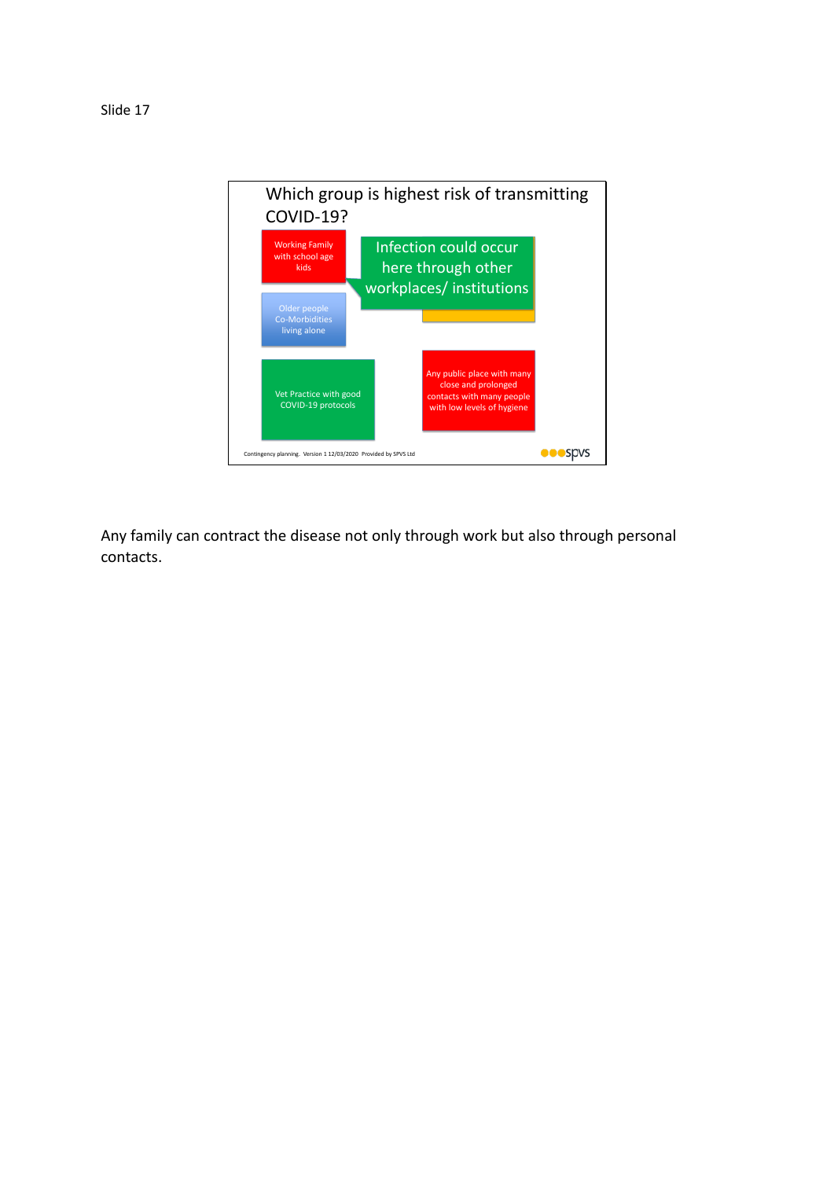Slide 17

Which group is highest risk of transmitting COVID-19?

Working Family with school age kids

Infection could occur here through other workplaces/ institutions

Older people Co-Morbidities living alone

Vet Practice with good COVID-19 protocols

Any public place with many close and prolonged contacts with many people with low levels of hygiene

Contingency planning. Version 1 12/03/2020 Provided by SPVS Ltd

Any family can contract the disease not only through work but also through personal contacts.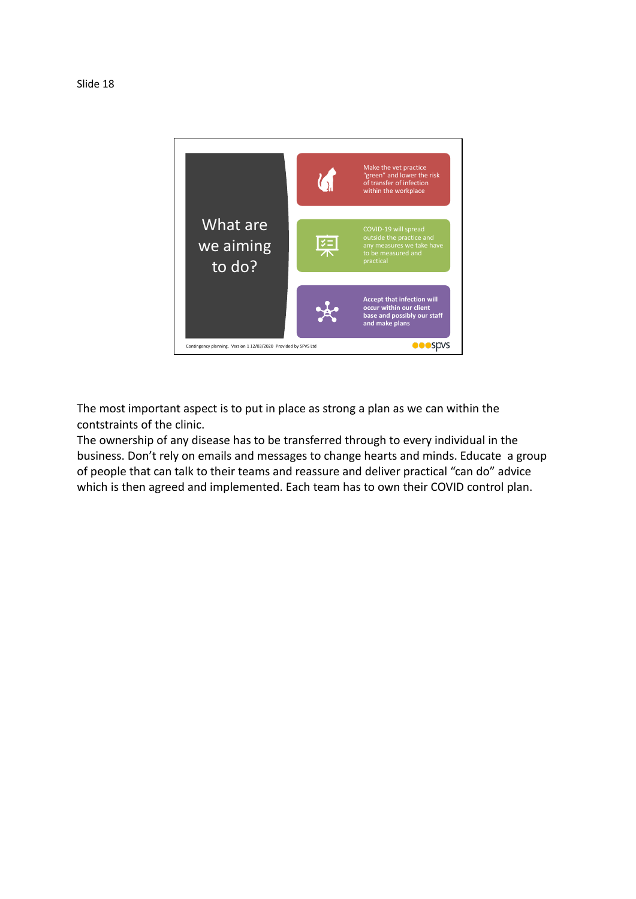Slide 18

## What are we aiming to do?

- Make the vet practice "green" and lower the risk of transfer of infection within the workplace
- COVID-19 will spread outside the practice and any measures we take have to be measured and practical
- **Accept that infection will occur within our client base and possibly our staff and make plans**

Contingency planning. Version 1 12/03/2020 Provided by SPVS Ltd

The most important aspect is to put in place as strong a plan as we can within the contstraints of the clinic.
The ownership of any disease has to be transferred through to every individual in the business. Don't rely on emails and messages to change hearts and minds. Educate a group of people that can talk to their teams and reassure and deliver practical "can do" advice which is then agreed and implemented. Each team has to own their COVID control plan.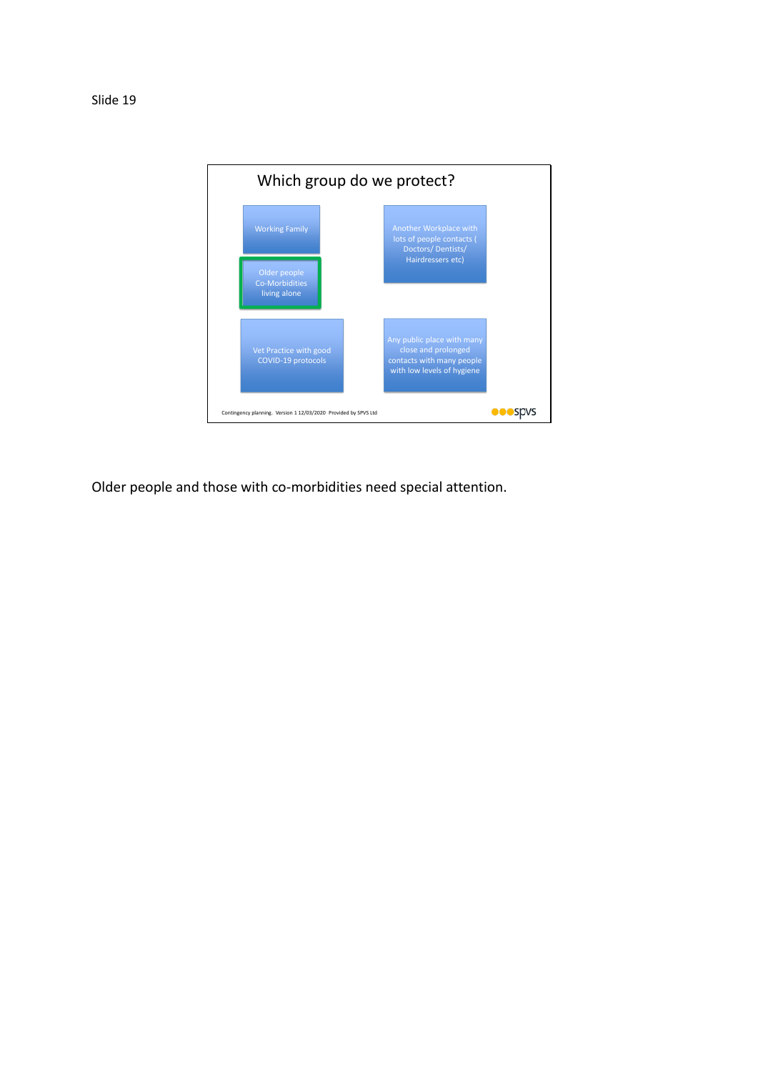Slide 19

## Which group do we protect?

- Working Family
- Older people Co-Morbidities living alone
- Another Workplace with lots of people contacts ( Doctors/ Dentists/ Hairdressers etc)
- Vet Practice with good COVID-19 protocols
- Any public place with many close and prolonged contacts with many people with low levels of hygiene

Contingency planning. Version 1 12/03/2020 Provided by SPVS Ltd

spvs

Older people and those with co-morbidities need special attention.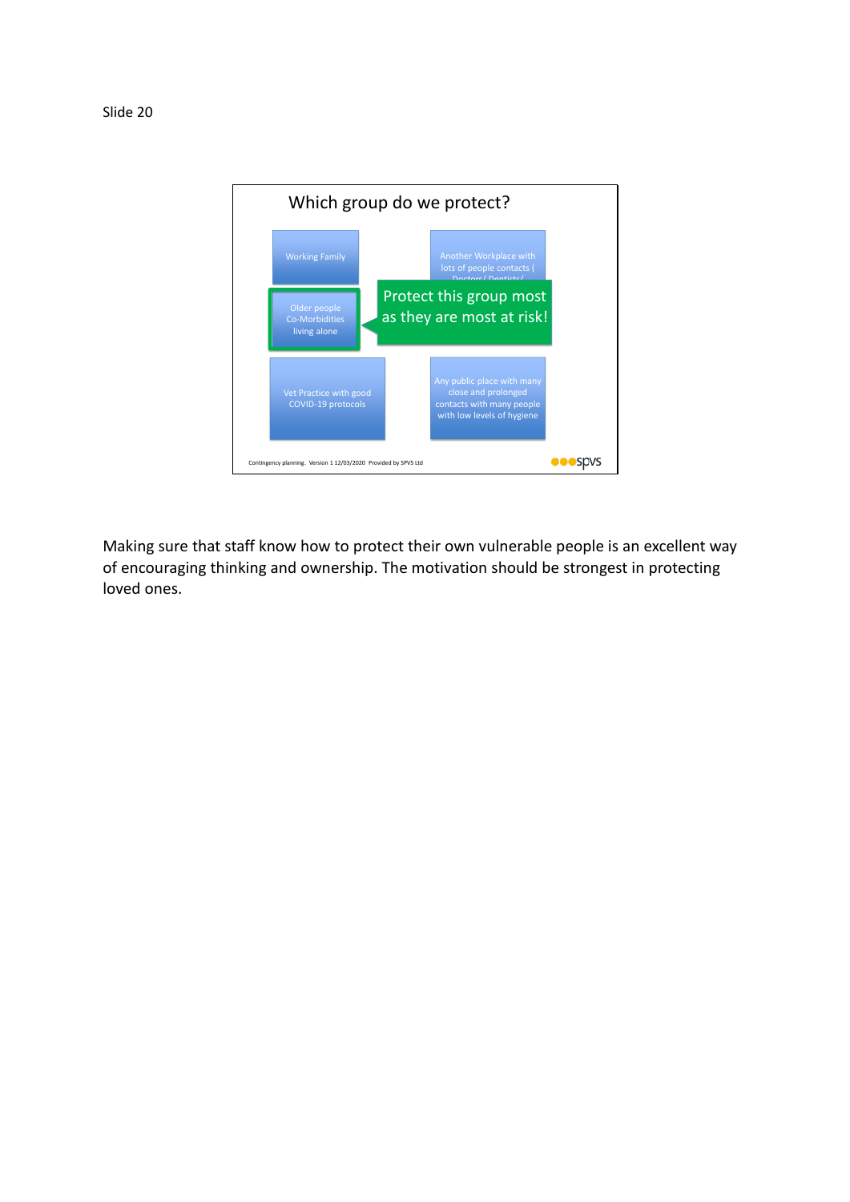Slide 20

Which group do we protect?

Working Family

Another Workplace with lots of people contacts ( Doctors / Dentists /

Older people Co-Morbidities living alone

Protect this group most as they are most at risk!

Vet Practice with good COVID-19 protocols

Any public place with many close and prolonged contacts with many people with low levels of hygiene

Contingency planning. Version 1 12/03/2020 Provided by SPVS Ltd

spvs

Making sure that staff know how to protect their own vulnerable people is an excellent way of encouraging thinking and ownership. The motivation should be strongest in protecting loved ones.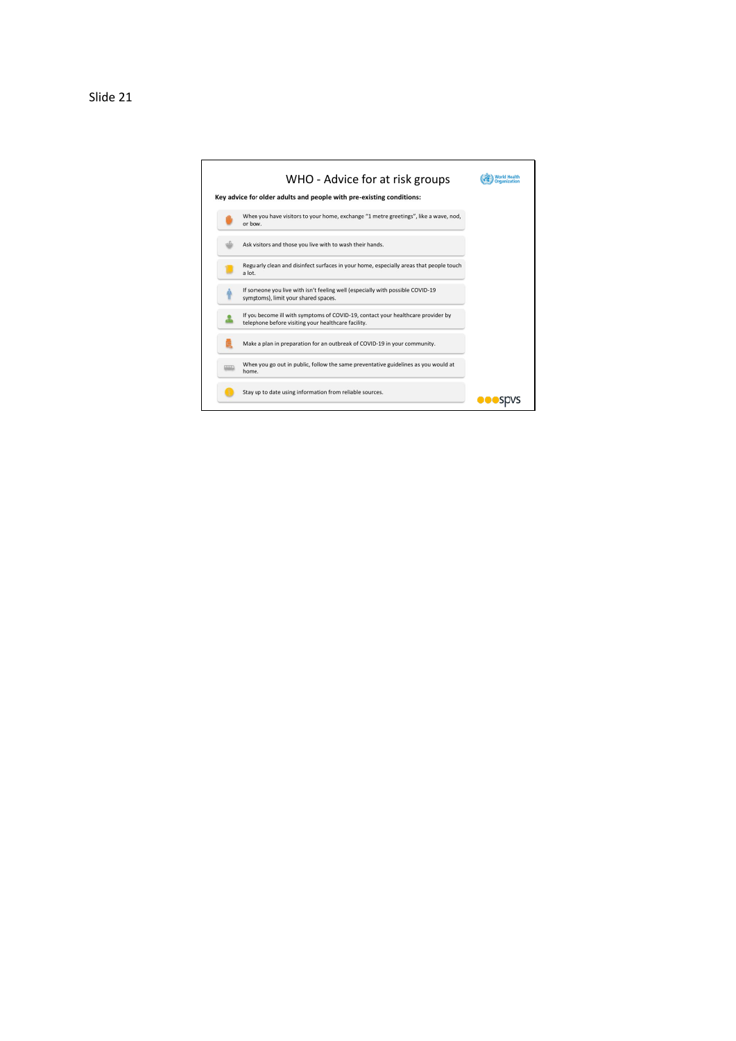Slide 21

# WHO - Advice for at risk groups

**Key advice for older adults and people with pre-existing conditions:**

- When you have visitors to your home, exchange "1 metre greetings", like a wave, nod, or bow.
- Ask visitors and those you live with to wash their hands.
- Regularly clean and disinfect surfaces in your home, especially areas that people touch a lot.
- If someone you live with isn't feeling well (especially with possible COVID-19 symptoms), limit your shared spaces.
- If you become ill with symptoms of COVID-19, contact your healthcare provider by telephone before visiting your healthcare facility.
- Make a plan in preparation for an outbreak of COVID-19 in your community.
- When you go out in public, follow the same preventative guidelines as you would at home.
- Stay up to date using information from reliable sources.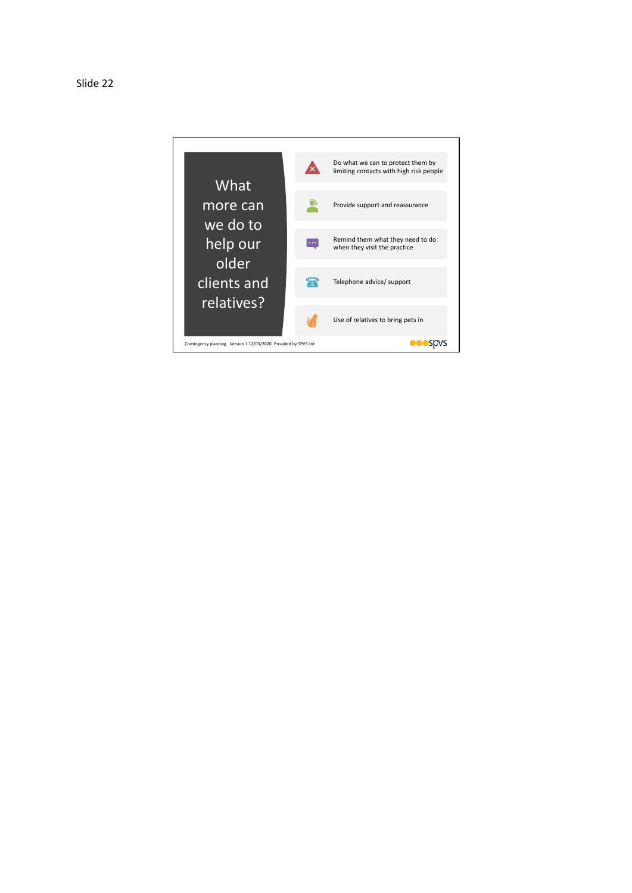Slide 22

# What more can we do to help our older clients and relatives?

- Do what we can to protect them by limiting contacts with high risk people
- Provide support and reassurance
- Remind them what they need to do when they visit the practice
- Telephone advice/ support
- Use of relatives to bring pets in

Contingency planning. Version 1 12/03/2020 Provided by SPVS Ltd

spvs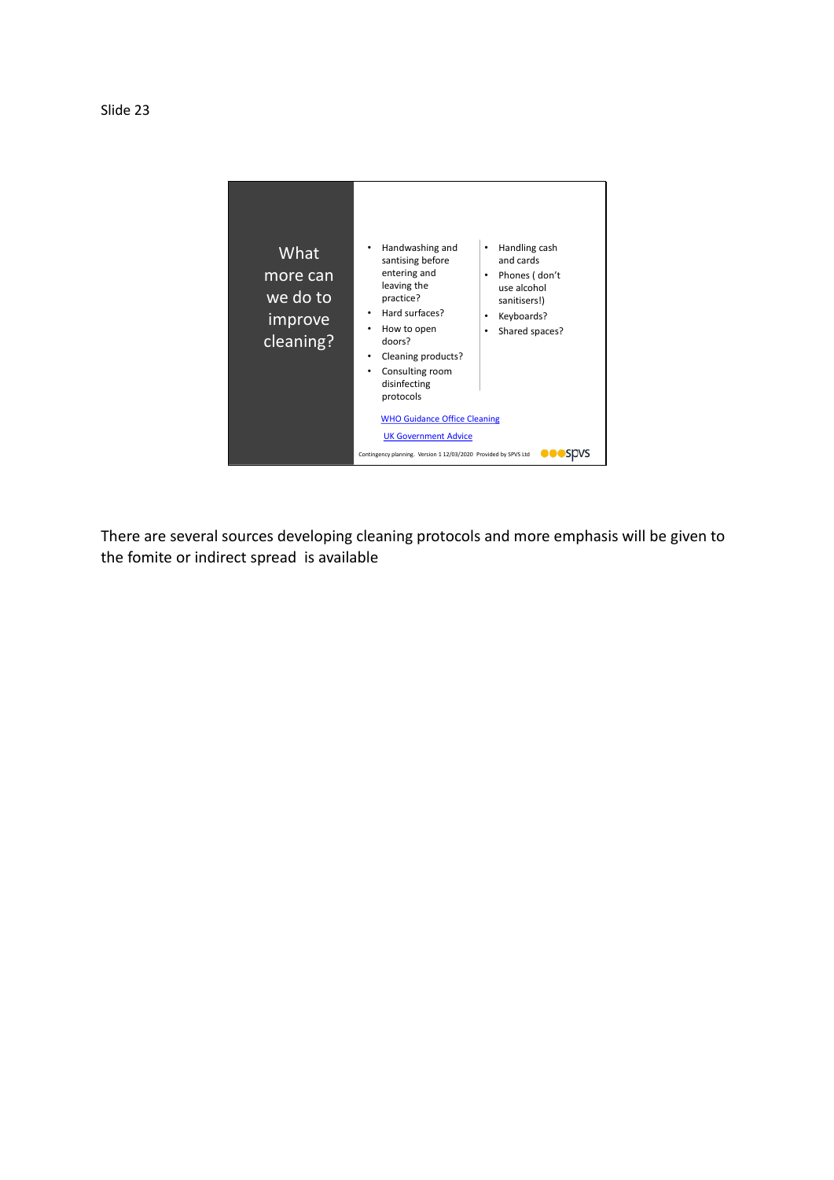Slide 23

## What more can we do to improve cleaning?

- Handwashing and santising before entering and leaving the practice?
- Hard surfaces?
- How to open doors?
- Cleaning products?
- Consulting room disinfecting protocols
- Handling cash and cards
- Phones ( don't use alcohol sanitisers!)
- Keyboards?
- Shared spaces?

WHO Guidance Office Cleaning

UK Government Advice

Contingency planning. Version 1 12/03/2020 Provided by SPVS Ltd

There are several sources developing cleaning protocols and more emphasis will be given to the fomite or indirect spread is available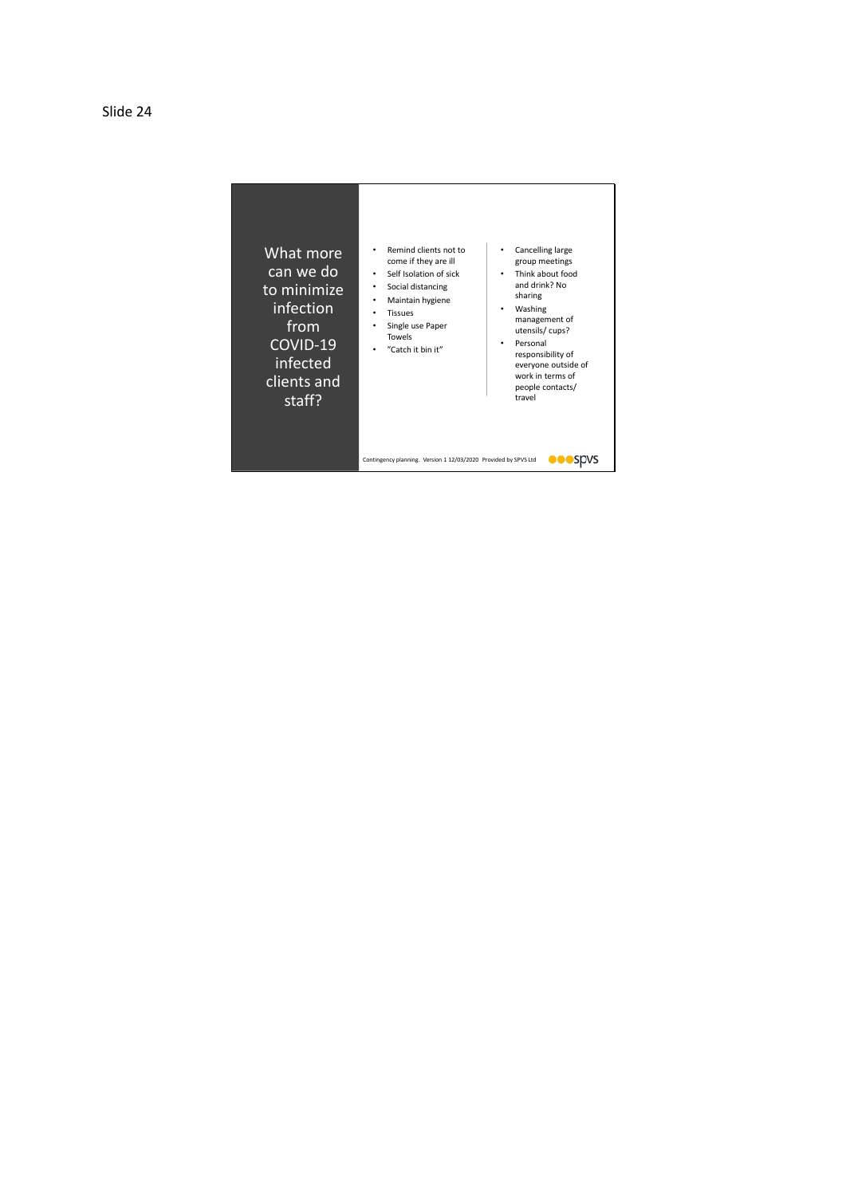Slide 24

# What more can we do to minimize infection from COVID-19 infected clients and staff?

- Remind clients not to come if they are ill
- Self Isolation of sick
- Social distancing
- Maintain hygiene
- Tissues
- Single use Paper Towels
- "Catch it bin it"

- Cancelling large group meetings
- Think about food and drink? No sharing
- Washing management of utensils/ cups?
- Personal responsibility of everyone outside of work in terms of people contacts/ travel

Contingency planning. Version 1 12/03/2020 Provided by SPVS Ltd

spvs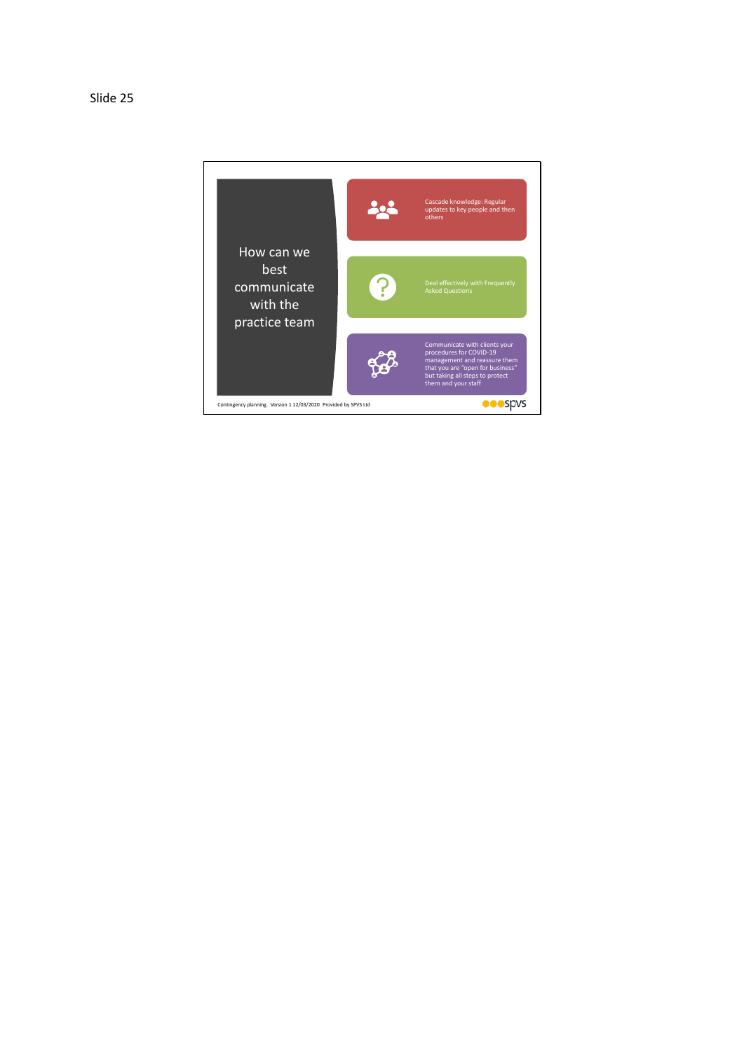Slide 25

# How can we best communicate with the practice team

- Cascade knowledge: Regular updates to key people and then others
- Deal effectively with Frequently Asked Questions
- Communicate with clients your procedures for COVID-19 management and reassure them that you are "open for business" but taking all steps to protect them and your staff

Contingency planning. Version 1 12/03/2020 Provided by SPVS Ltd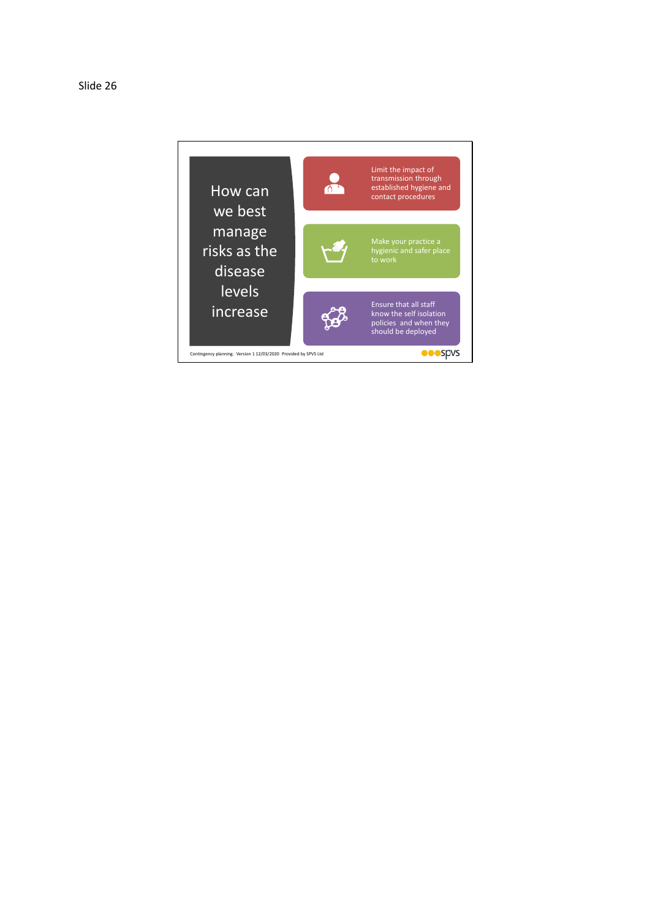Slide 26

# How can we best manage risks as the disease levels increase

- Limit the impact of transmission through established hygiene and contact procedures
- Make your practice a hygienic and safer place to work
- Ensure that all staff know the self isolation policies and when they should be deployed

Contingency planning. Version 1 12/03/2020 Provided by SPVS Ltd

spvs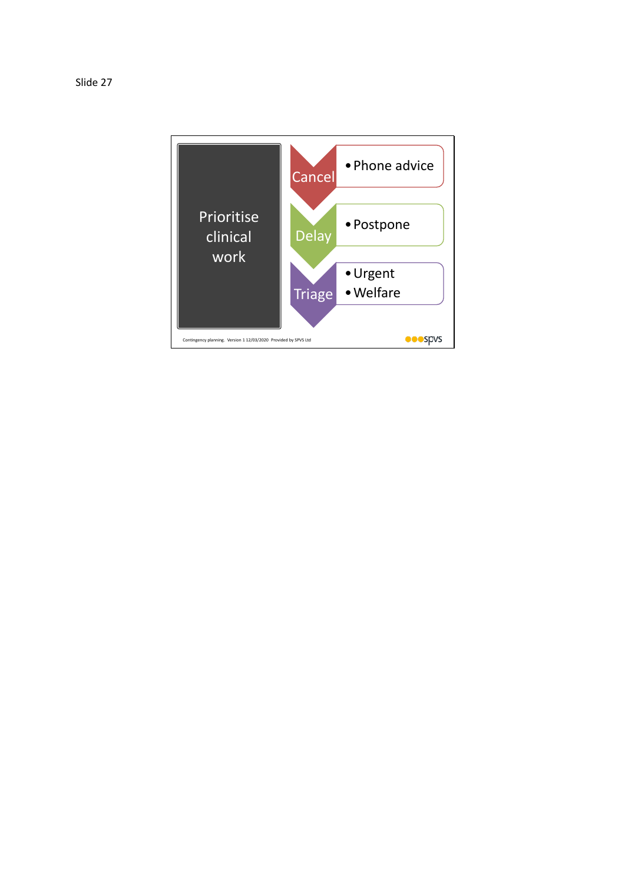Slide 27

Prioritise clinical work

- Cancel
  - Phone advice
- Delay
  - Postpone
- Triage
  - Urgent
  - Welfare

Contingency planning. Version 1 12/03/2020 Provided by SPVS Ltd

spvs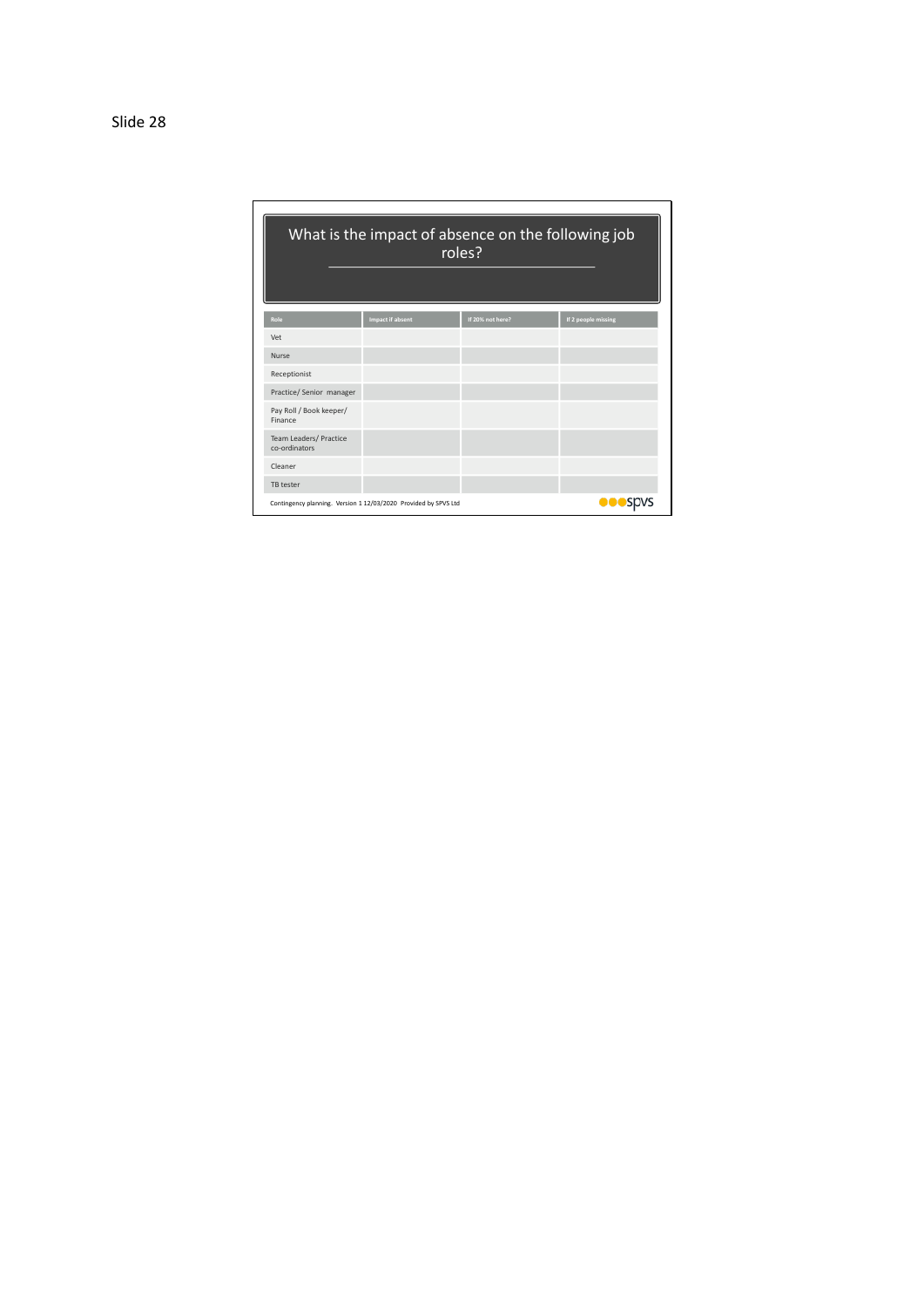Slide 28

# What is the impact of absence on the following job roles?

| Role | Impact if absent | If 20% not here? | If 2 people missing |
| --- | --- | --- | --- |
| Vet | | | |
| Nurse | | | |
| Receptionist | | | |
| Practice/ Senior manager | | | |
| Pay Roll / Book keeper/ Finance | | | |
| Team Leaders/ Practice co-ordinators | | | |
| Cleaner | | | |
| TB tester | | | |

Contingency planning. Version 1 12/03/2020 Provided by SPVS Ltd

spvs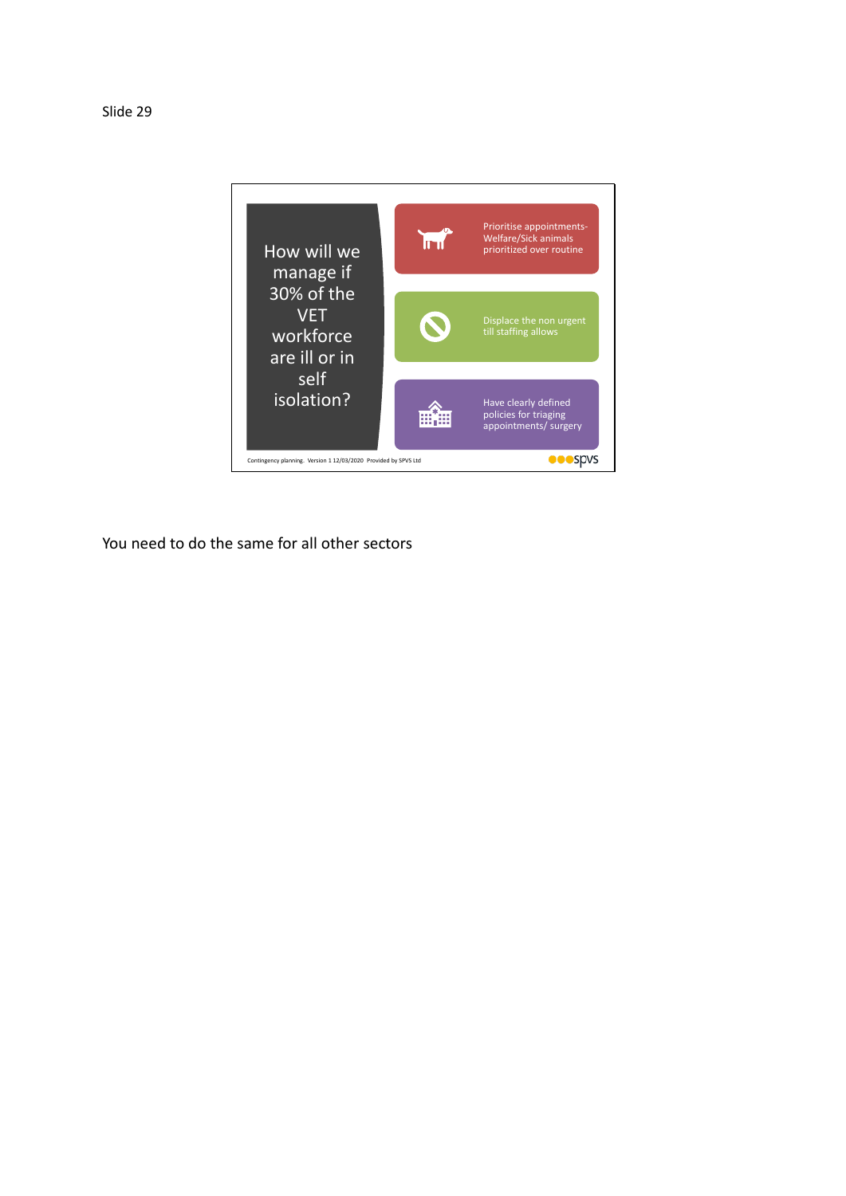Slide 29

How will we manage if 30% of the VET workforce are ill or in self isolation?

- Prioritise appointments- Welfare/Sick animals prioritized over routine
- Displace the non urgent till staffing allows
- Have clearly defined policies for triaging appointments/ surgery

Contingency planning. Version 1 12/03/2020 Provided by SPVS Ltd

spvs

You need to do the same for all other sectors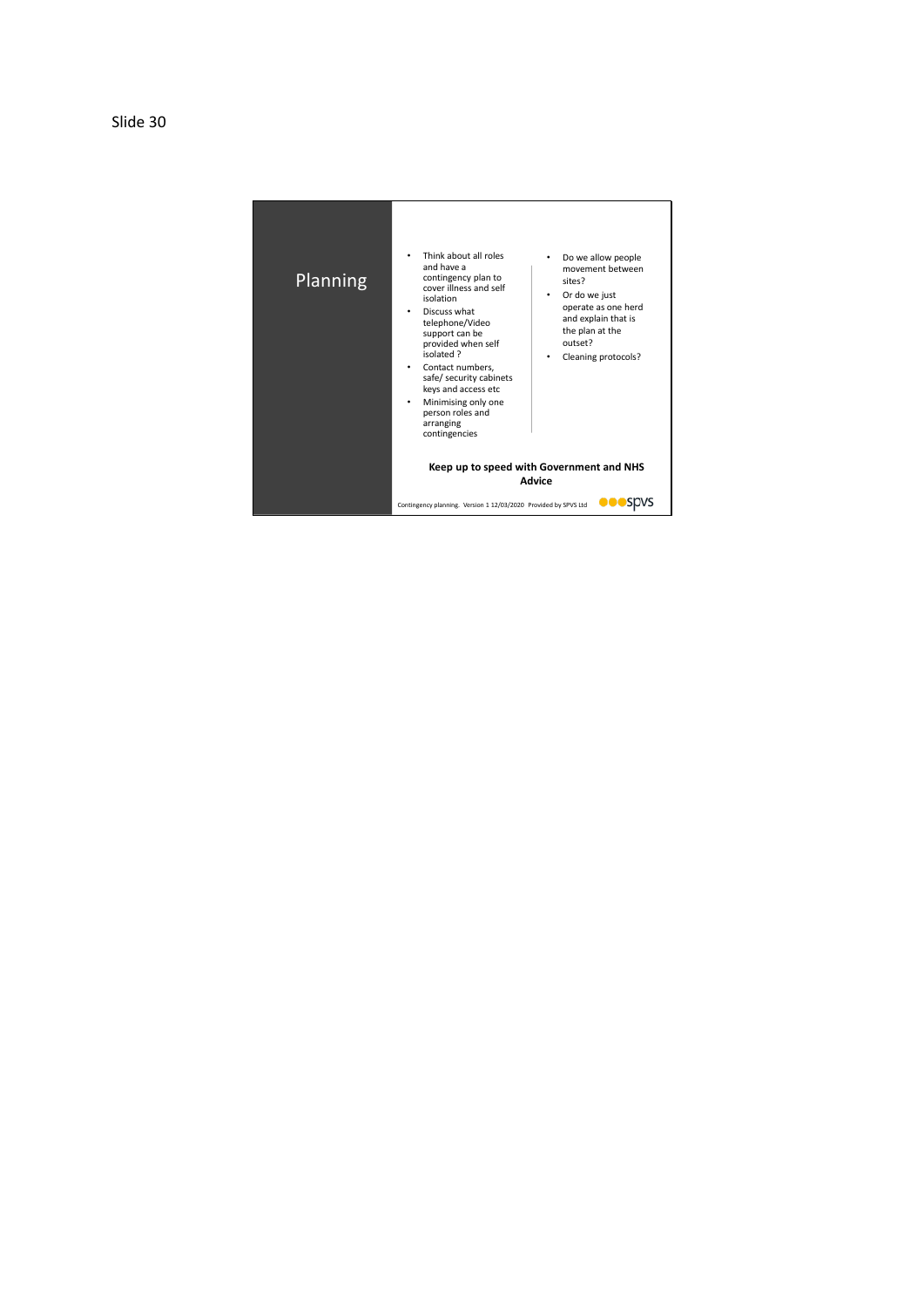Slide 30

# Planning

- Think about all roles and have a contingency plan to cover illness and self isolation
- Discuss what telephone/Video support can be provided when self isolated ?
- Contact numbers, safe/ security cabinets keys and access etc
- Minimising only one person roles and arranging contingencies

- Do we allow people movement between sites?
- Or do we just operate as one herd and explain that is the plan at the outset?
- Cleaning protocols?

**Keep up to speed with Government and NHS Advice**

Contingency planning. Version 1 12/03/2020 Provided by SPVS Ltd

spvs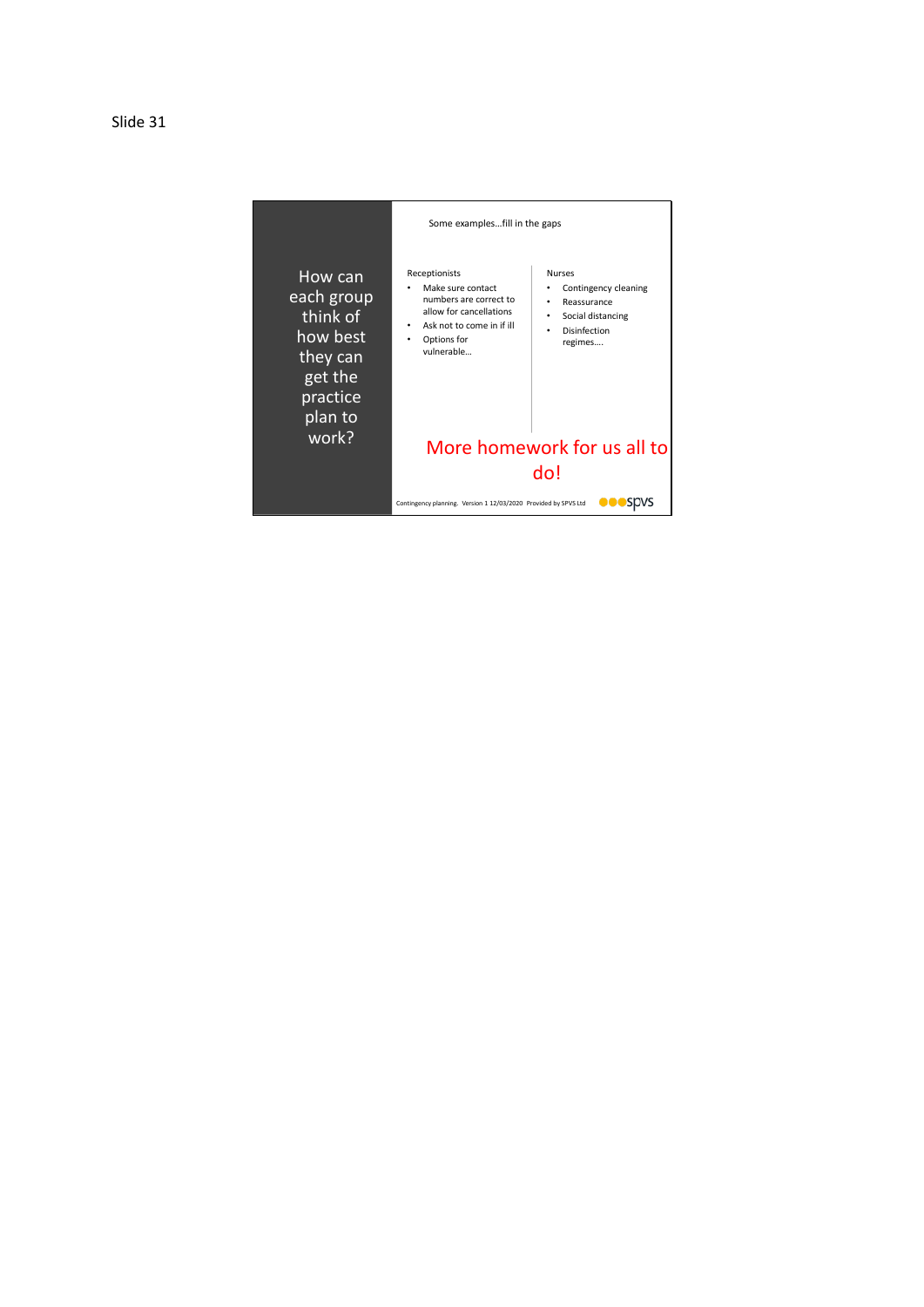Slide 31

## How can each group think of how best they can get the practice plan to work?

Some examples…fill in the gaps

**Receptionists**

- Make sure contact numbers are correct to allow for cancellations
- Ask not to come in if ill
- Options for vulnerable…

**Nurses**

- Contingency cleaning
- Reassurance
- Social distancing
- Disinfection regimes….

More homework for us all to do!

Contingency planning. Version 1 12/03/2020 Provided by SPVS Ltd

spvs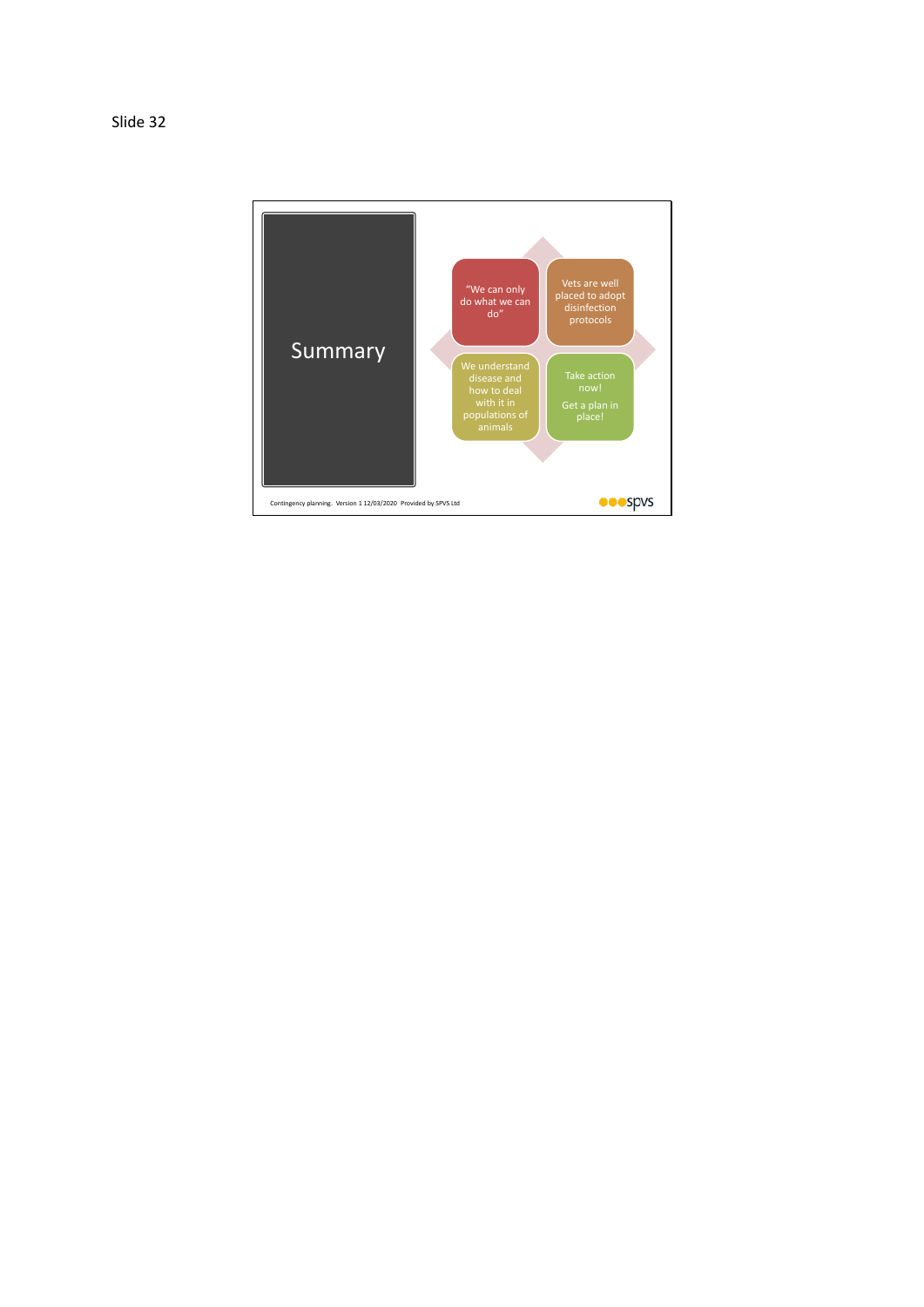Slide 32

# Summary

"We can only do what we can do"

Vets are well placed to adopt disinfection protocols

We understand disease and how to deal with it in populations of animals

Take action now!

Get a plan in place!

Contingency planning. Version 1 12/03/2020 Provided by SPVS Ltd